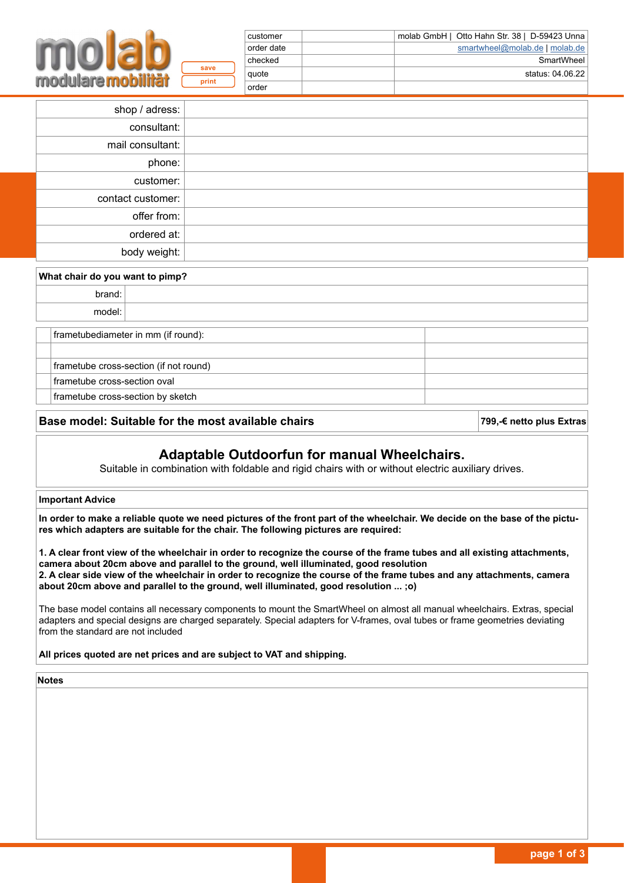molab
modulare mobilität

save
print

| customer | | molab GmbH \| Otto Hahn Str. 38 \| D-59423 Unna |
|---|---|---|
| order date | | smartwheel@molab.de \| molab.de |
| checked | | SmartWheel |
| quote | | status: 04.06.22 |
| order | | |

| | |
|---|---|
| shop / adress: | |
| consultant: | |
| mail consultant: | |
| phone: | |
| customer: | |
| contact customer: | |
| offer from: | |
| ordered at: | |
| body weight: | |

| **What chair do you want to pimp?** | |
|---|---|
| brand: | |
| model: | |

| | | |
|---|---|---|
| | frametubediameter in mm (if round): | |
| | | |
| | frametube cross-section (if not round) | |
| | frametube cross-section oval | |
| | frametube cross-section by sketch | |

| **Base model: Suitable for the most available chairs** | **799,-€ netto plus Extras** |
|---|---|

## Adaptable Outdoorfun for manual Wheelchairs.

Suitable in combination with foldable and rigid chairs with or without electric auxiliary drives.

**Important Advice**

**In order to make a reliable quote we need pictures of the front part of the wheelchair. We decide on the base of the pictures which adapters are suitable for the chair. The following pictures are required:**

**1. A clear front view of the wheelchair in order to recognize the course of the frame tubes and all existing attachments, camera about 20cm above and parallel to the ground, well illuminated, good resolution**
**2. A clear side view of the wheelchair in order to recognize the course of the frame tubes and any attachments, camera about 20cm above and parallel to the ground, well illuminated, good resolution ... ;o)**

The base model contains all necessary components to mount the SmartWheel on almost all manual wheelchairs. Extras, special adapters and special designs are charged separately. Special adapters for V-frames, oval tubes or frame geometries deviating from the standard are not included

**All prices quoted are net prices and are subject to VAT and shipping.**

**Notes**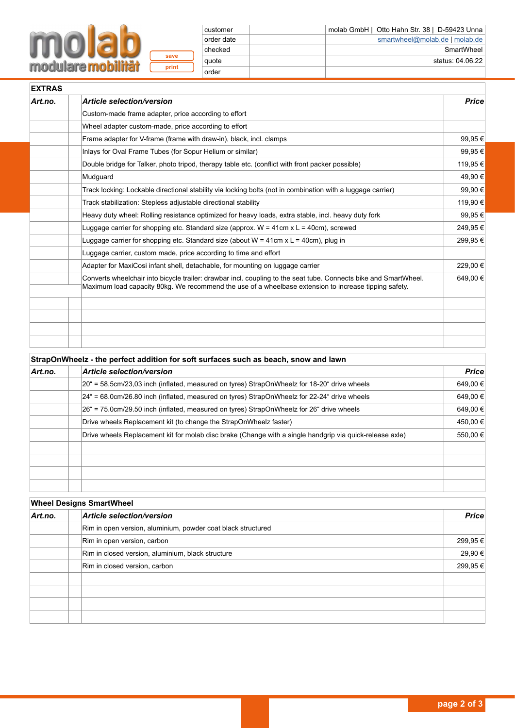molab modulare mobilität

save

print

| | | |
|---|---|---|
| customer | | molab GmbH \| Otto Hahn Str. 38 \| D-59423 Unna |
| order date | | smartwheel@molab.de \| molab.de |
| checked | | SmartWheel |
| quote | | status: 04.06.22 |
| order | | |

## EXTRAS

| *Art.no.* | | *Article selection/version* | *Price* |
|---|---|---|---|
| | | Custom-made frame adapter, price according to effort | |
| | | Wheel adapter custom-made, price according to effort | |
| | | Frame adapter for V-frame (frame with draw-in), black, incl. clamps | 99,95 € |
| | | Inlays for Oval Frame Tubes (for Sopur Helium or similar) | 99,95 € |
| | | Double bridge for Talker, photo tripod, therapy table etc. (conflict with front packer possible) | 119,95 € |
| | | Mudguard | 49,90 € |
| | | Track locking: Lockable directional stability via locking bolts (not in combination with a luggage carrier) | 99,90 € |
| | | Track stabilization: Stepless adjustable directional stability | 119,90 € |
| | | Heavy duty wheel: Rolling resistance optimized for heavy loads, extra stable, incl. heavy duty fork | 99,95 € |
| | | Luggage carrier for shopping etc. Standard size (approx. W = 41cm x L = 40cm), screwed | 249,95 € |
| | | Luggage carrier for shopping etc. Standard size (about W = 41cm x L = 40cm), plug in | 299,95 € |
| | | Luggage carrier, custom made, price according to time and effort | |
| | | Adapter for MaxiCosi infant shell, detachable, for mounting on luggage carrier | 229,00 € |
| | | Converts wheelchair into bicycle trailer: drawbar incl. coupling to the seat tube. Connects bike and SmartWheel. Maximum load capacity 80kg. We recommend the use of a wheelbase extension to increase tipping safety. | 649,00 € |
| | | | |
| | | | |
| | | | |
| | | | |

## StrapOnWheelz - the perfect addition for soft surfaces such as beach, snow and lawn

| *Art.no.* | | *Article selection/version* | *Price* |
|---|---|---|---|
| | | 20" = 58,5cm/23,03 inch (inflated, measured on tyres) StrapOnWheelz for 18-20" drive wheels | 649,00 € |
| | | 24" = 68.0cm/26.80 inch (inflated, measured on tyres) StrapOnWheelz for 22-24" drive wheels | 649,00 € |
| | | 26" = 75.0cm/29.50 inch (inflated, measured on tyres) StrapOnWheelz for 26" drive wheels | 649,00 € |
| | | Drive wheels Replacement kit (to change the StrapOnWheelz faster) | 450,00 € |
| | | Drive wheels Replacement kit for molab disc brake (Change with a single handgrip via quick-release axle) | 550,00 € |
| | | | |
| | | | |
| | | | |
| | | | |

## Wheel Designs SmartWheel

| *Art.no.* | | *Article selection/version* | *Price* |
|---|---|---|---|
| | | Rim in open version, aluminium, powder coat black structured | |
| | | Rim in open version, carbon | 299,95 € |
| | | Rim in closed version, aluminium, black structure | 29,90 € |
| | | Rim in closed version, carbon | 299,95 € |
| | | | |
| | | | |
| | | | |
| | | | |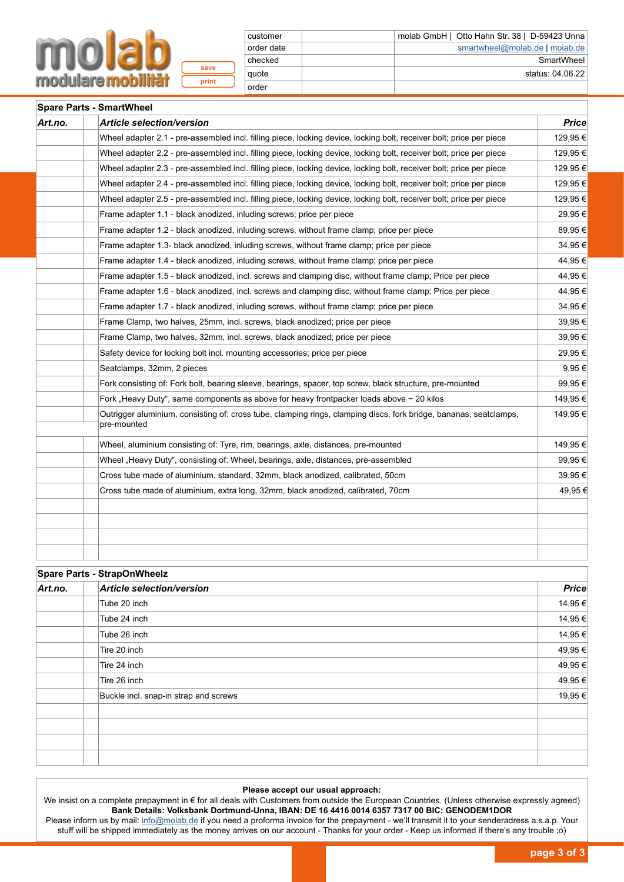molab modulare mobilität

save

print

| | | |
|---|---|---|
| customer | | molab GmbH \| Otto Hahn Str. 38 \| D-59423 Unna |
| order date | | smartwheel@molab.de \| molab.de |
| checked | | SmartWheel |
| quote | | status: 04.06.22 |
| order | | |

## Spare Parts - SmartWheel

| Art.no. | | Article selection/version | Price |
|---|---|---|---|
| | | Wheel adapter 2.1 - pre-assembled incl. filling piece, locking device, locking bolt, receiver bolt; price per piece | 129,95 € |
| | | Wheel adapter 2.2 - pre-assembled incl. filling piece, locking device, locking bolt, receiver bolt; price per piece | 129,95 € |
| | | Wheel adapter 2.3 - pre-assembled incl. filling piece, locking device, locking bolt, receiver bolt; price per piece | 129,95 € |
| | | Wheel adapter 2.4 - pre-assembled incl. filling piece, locking device, locking bolt, receiver bolt; price per piece | 129,95 € |
| | | Wheel adapter 2.5 - pre-assembled incl. filling piece, locking device, locking bolt, receiver bolt; price per piece | 129,95 € |
| | | Frame adapter 1.1 - black anodized, inluding screws; price per piece | 29,95 € |
| | | Frame adapter 1.2 - black anodized, inluding screws, without frame clamp; price per piece | 89,95 € |
| | | Frame adapter 1.3- black anodized, inluding screws, without frame clamp; price per piece | 34,95 € |
| | | Frame adapter 1.4 - black anodized, inluding screws, without frame clamp; price per piece | 44,95 € |
| | | Frame adapter 1.5 - black anodized, incl. screws and clamping disc, without frame clamp; Price per piece | 44,95 € |
| | | Frame adapter 1.6 - black anodized, incl. screws and clamping disc, without frame clamp; Price per piece | 44,95 € |
| | | Frame adapter 1.7 - black anodized, inluding screws, without frame clamp; price per piece | 34,95 € |
| | | Frame Clamp, two halves, 25mm, incl. screws, black anodized; price per piece | 39,95 € |
| | | Frame Clamp, two halves, 32mm, incl. screws, black anodized; price per piece | 39,95 € |
| | | Safety device for locking bolt incl. mounting accessories; price per piece | 29,95 € |
| | | Seatclamps, 32mm, 2 pieces | 9,95 € |
| | | Fork consisting of: Fork bolt, bearing sleeve, bearings, spacer, top screw, black structure, pre-mounted | 99,95 € |
| | | Fork „Heavy Duty“, same components as above for heavy frontpacker loads above ~ 20 kilos | 149,95 € |
| | | Outrigger aluminium, consisting of: cross tube, clamping rings, clamping discs, fork bridge, bananas, seatclamps, pre-mounted | 149,95 € |
| | | Wheel, aluminium consisting of: Tyre, rim, bearings, axle, distances, pre-mounted | 149,95 € |
| | | Wheel „Heavy Duty“, consisting of: Wheel, bearings, axle, distances, pre-assembled | 99,95 € |
| | | Cross tube made of aluminium, standard, 32mm, black anodized, calibrated, 50cm | 39,95 € |
| | | Cross tube made of aluminium, extra long, 32mm, black anodized, calibrated, 70cm | 49,95 € |
| | | | |
| | | | |
| | | | |
| | | | |

## Spare Parts - StrapOnWheelz

| Art.no. | | Article selection/version | Price |
|---|---|---|---|
| | | Tube 20 inch | 14,95 € |
| | | Tube 24 inch | 14,95 € |
| | | Tube 26 inch | 14,95 € |
| | | Tire 20 inch | 49,95 € |
| | | Tire 24 inch | 49,95 € |
| | | Tire 26 inch | 49,95 € |
| | | Buckle incl. snap-in strap and screws | 19,95 € |
| | | | |
| | | | |
| | | | |
| | | | |

**Please accept our usual approach:**

We insist on a complete prepayment in € for all deals with Customers from outside the European Countries. (Unless otherwise expressly agreed)

**Bank Details: Volksbank Dortmund-Unna, IBAN: DE 16 4416 0014 6357 7317 00 BIC: GENODEM1DOR**

Please inform us by mail: info@molab.de if you need a proforma invoice for the prepayment - we'll transmit it to your senderadress a.s.a.p. Your stuff will be shipped immediately as the money arrives on our account - Thanks for your order - Keep us informed if there's any trouble ;o)